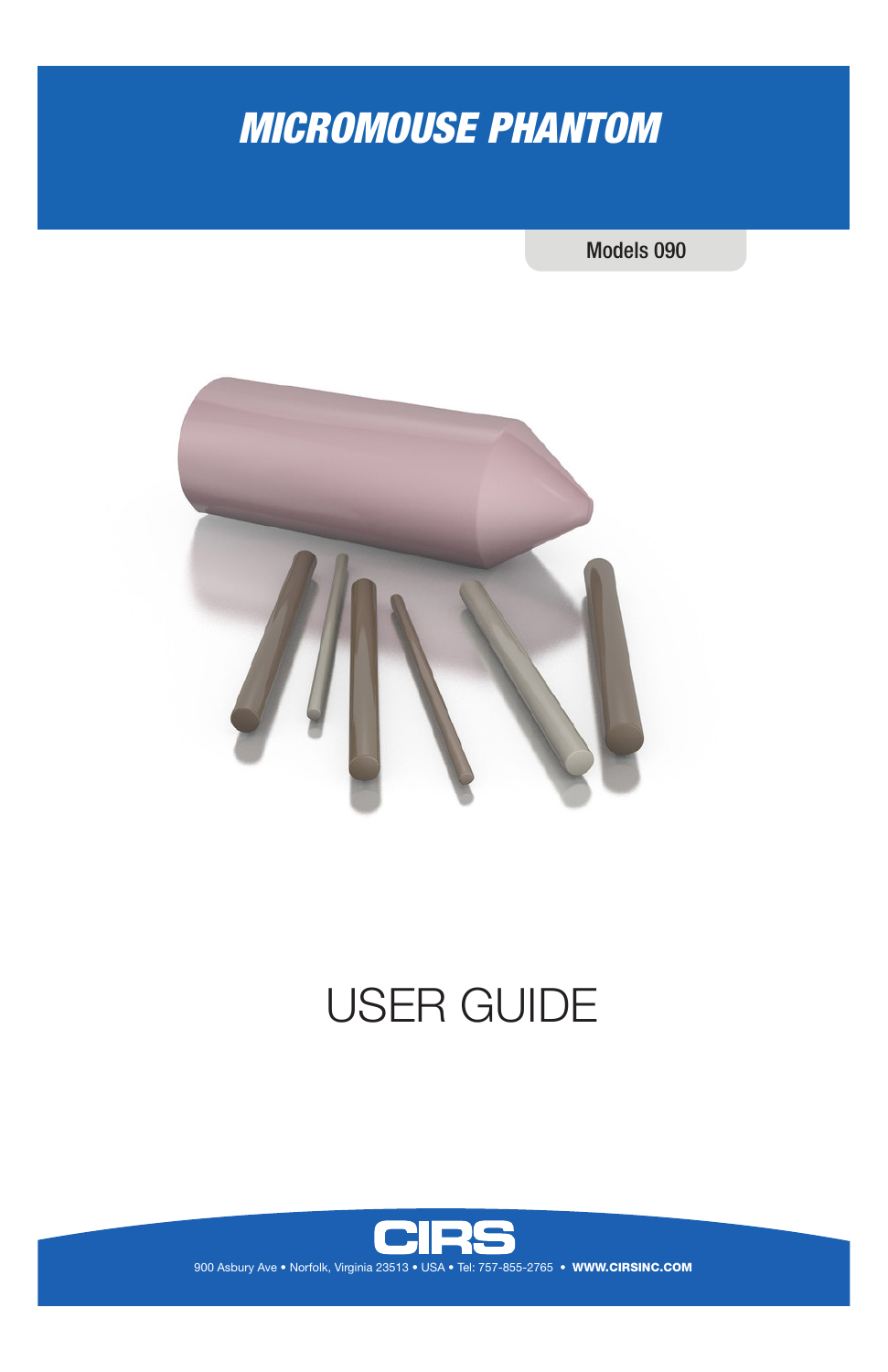# MICROMOUSE PHANTOM

Models 090

# USER GUIDE

CIRS

900 Asbury Ave • Norfolk, Virginia 23513 • USA • Tel: 757-855-2765 • **WWW.CIRSINC.COM**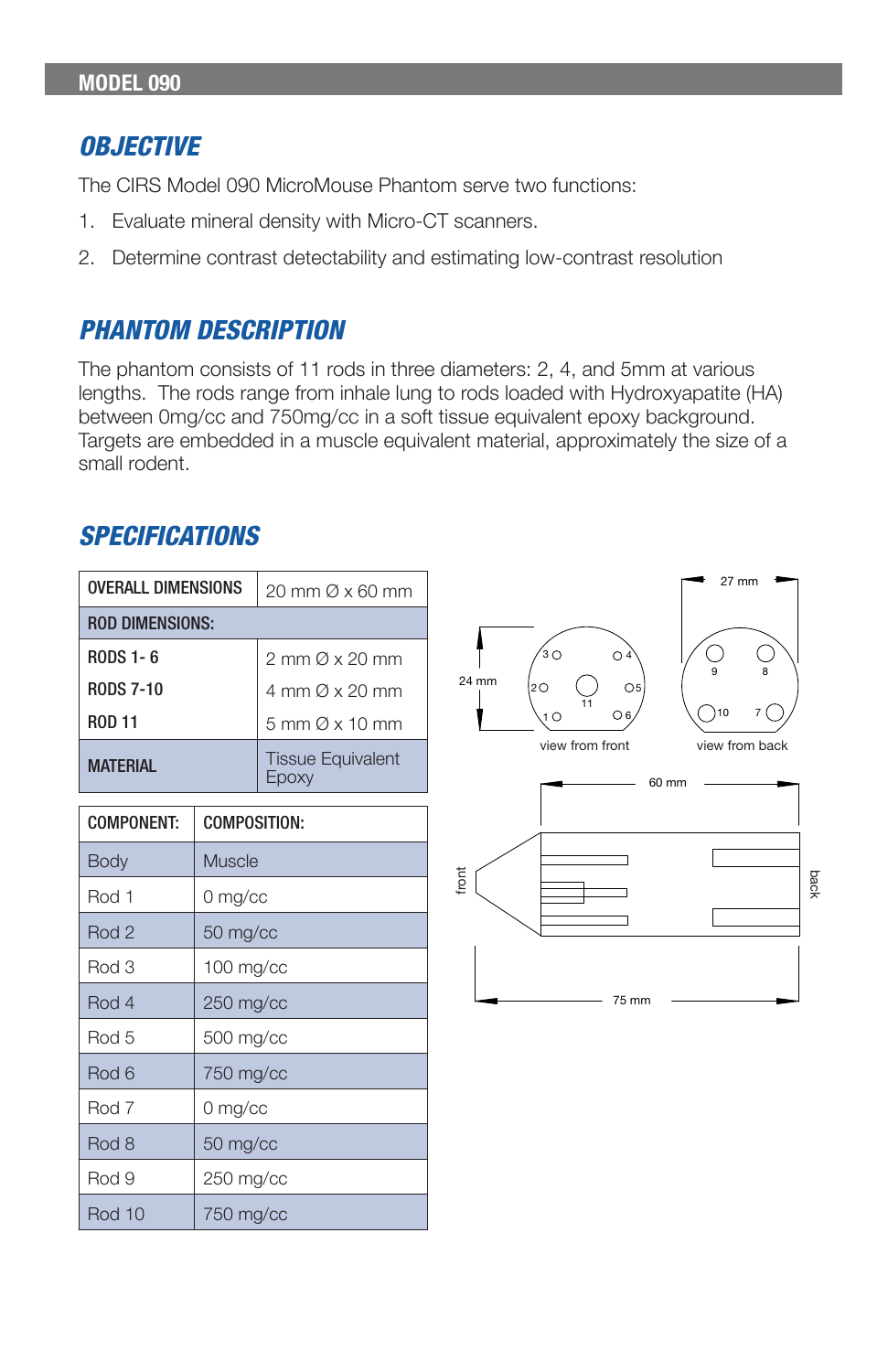MODEL 090

## OBJECTIVE

The CIRS Model 090 MicroMouse Phantom serve two functions:

1. Evaluate mineral density with Micro-CT scanners.
2. Determine contrast detectability and estimating low-contrast resolution

## PHANTOM DESCRIPTION

The phantom consists of 11 rods in three diameters: 2, 4, and 5mm at various lengths. The rods range from inhale lung to rods loaded with Hydroxyapatite (HA) between 0mg/cc and 750mg/cc in a soft tissue equivalent epoxy background. Targets are embedded in a muscle equivalent material, approximately the size of a small rodent.

## SPECIFICATIONS

| | |
|---|---|
| **OVERALL DIMENSIONS** | 20 mm Ø x 60 mm |
| **ROD DIMENSIONS:** | |
| **RODS 1- 6** | 2 mm Ø x 20 mm |
| **RODS 7-10** | 4 mm Ø x 20 mm |
| **ROD 11** | 5 mm Ø x 10 mm |
| **MATERIAL** | Tissue Equivalent Epoxy |

| COMPONENT: | COMPOSITION: |
|---|---|
| Body | Muscle |
| Rod 1 | 0 mg/cc |
| Rod 2 | 50 mg/cc |
| Rod 3 | 100 mg/cc |
| Rod 4 | 250 mg/cc |
| Rod 5 | 500 mg/cc |
| Rod 6 | 750 mg/cc |
| Rod 7 | 0 mg/cc |
| Rod 8 | 50 mg/cc |
| Rod 9 | 250 mg/cc |
| Rod 10 | 750 mg/cc |

24 mm

3 4 2 11 5 1 6

view from front

27 mm

9 8 10 7

view from back

60 mm

front

back

75 mm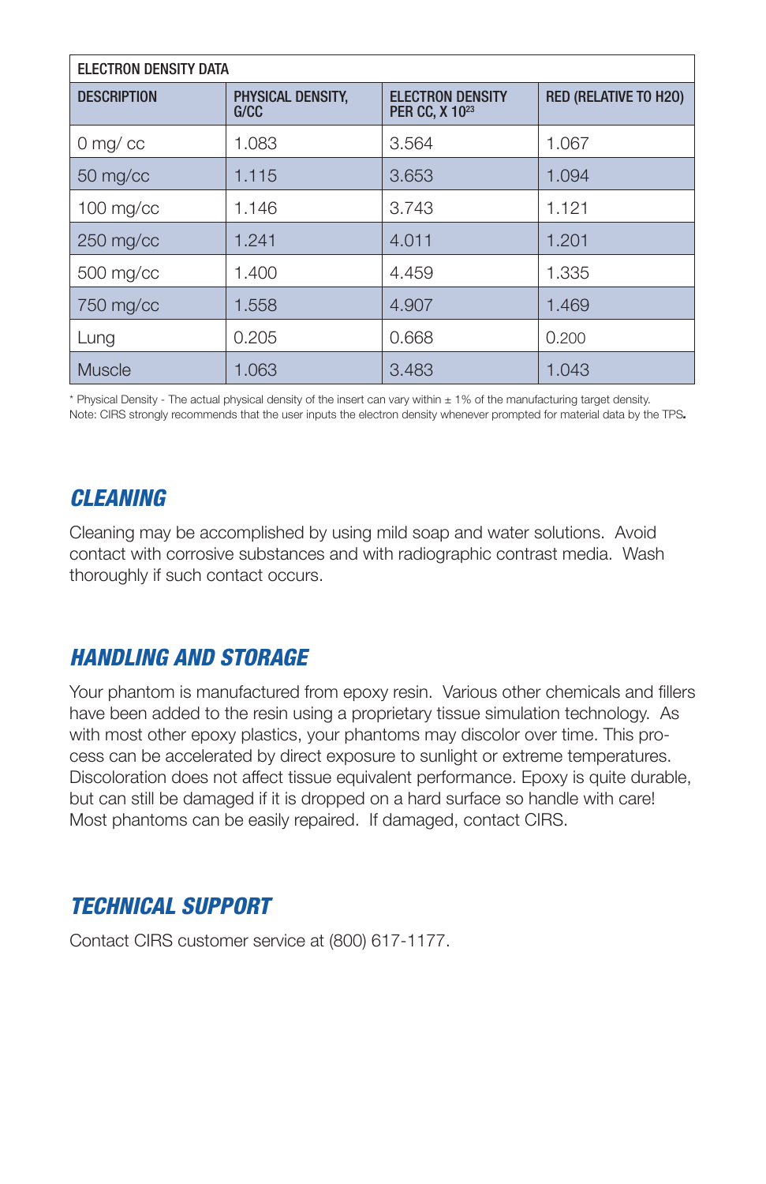| ELECTRON DENSITY DATA | | | |
|---|---|---|---|
| DESCRIPTION | PHYSICAL DENSITY, G/CC | ELECTRON DENSITY PER CC, X $10^{23}$ | RED (RELATIVE TO H20) |
| 0 mg/ cc | 1.083 | 3.564 | 1.067 |
| 50 mg/cc | 1.115 | 3.653 | 1.094 |
| 100 mg/cc | 1.146 | 3.743 | 1.121 |
| 250 mg/cc | 1.241 | 4.011 | 1.201 |
| 500 mg/cc | 1.400 | 4.459 | 1.335 |
| 750 mg/cc | 1.558 | 4.907 | 1.469 |
| Lung | 0.205 | 0.668 | 0.200 |
| Muscle | 1.063 | 3.483 | 1.043 |

\* Physical Density - The actual physical density of the insert can vary within ± 1% of the manufacturing target density.
Note: CIRS strongly recommends that the user inputs the electron density whenever prompted for material data by the TPS.

## CLEANING

Cleaning may be accomplished by using mild soap and water solutions. Avoid contact with corrosive substances and with radiographic contrast media. Wash thoroughly if such contact occurs.

## HANDLING AND STORAGE

Your phantom is manufactured from epoxy resin. Various other chemicals and fillers have been added to the resin using a proprietary tissue simulation technology. As with most other epoxy plastics, your phantoms may discolor over time. This process can be accelerated by direct exposure to sunlight or extreme temperatures. Discoloration does not affect tissue equivalent performance. Epoxy is quite durable, but can still be damaged if it is dropped on a hard surface so handle with care! Most phantoms can be easily repaired. If damaged, contact CIRS.

## TECHNICAL SUPPORT

Contact CIRS customer service at (800) 617-1177.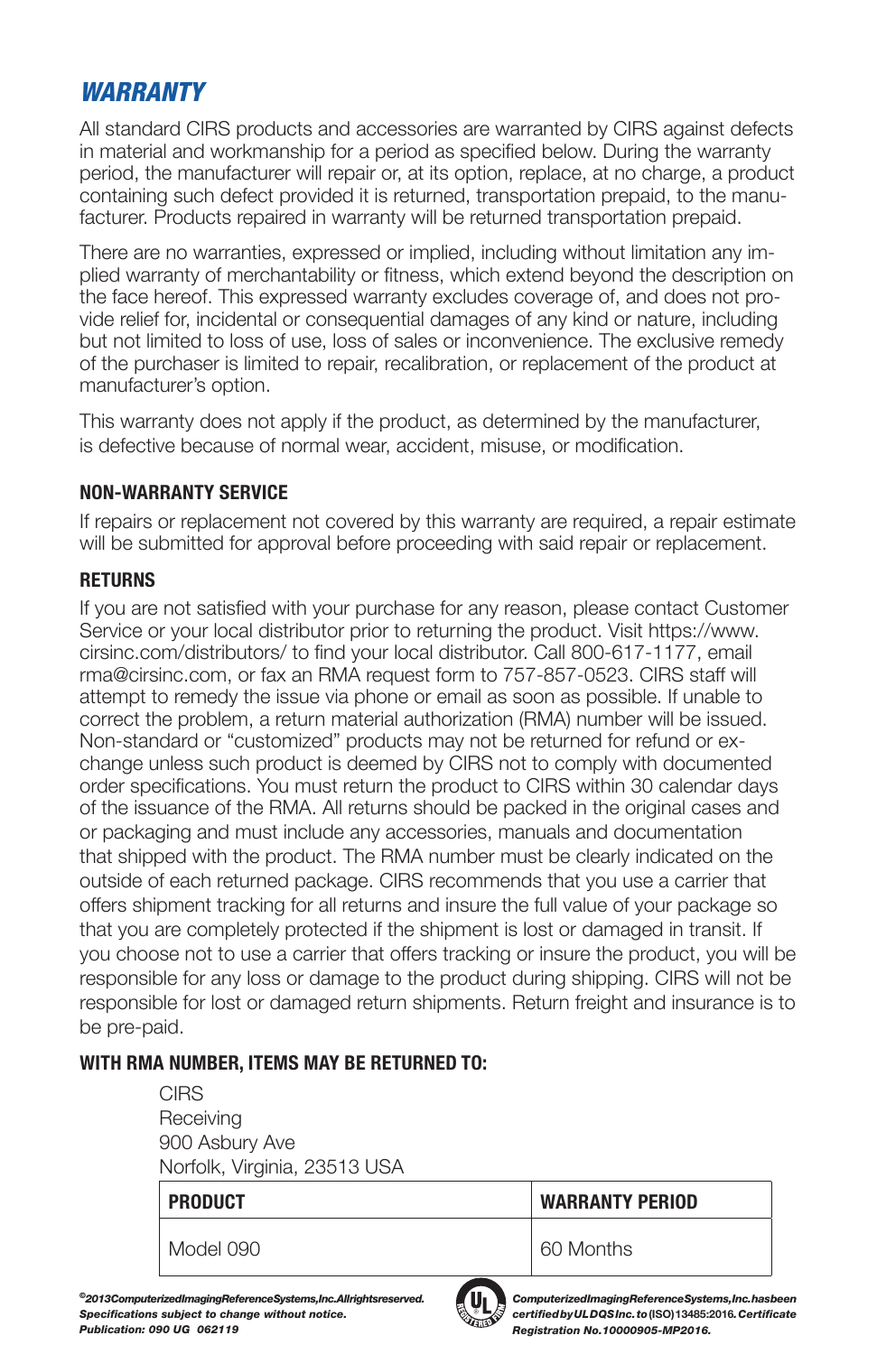## *WARRANTY*

All standard CIRS products and accessories are warranted by CIRS against defects in material and workmanship for a period as specified below. During the warranty period, the manufacturer will repair or, at its option, replace, at no charge, a product containing such defect provided it is returned, transportation prepaid, to the manufacturer. Products repaired in warranty will be returned transportation prepaid.

There are no warranties, expressed or implied, including without limitation any implied warranty of merchantability or fitness, which extend beyond the description on the face hereof. This expressed warranty excludes coverage of, and does not provide relief for, incidental or consequential damages of any kind or nature, including but not limited to loss of use, loss of sales or inconvenience. The exclusive remedy of the purchaser is limited to repair, recalibration, or replacement of the product at manufacturer's option.

This warranty does not apply if the product, as determined by the manufacturer, is defective because of normal wear, accident, misuse, or modification.

### NON-WARRANTY SERVICE

If repairs or replacement not covered by this warranty are required, a repair estimate will be submitted for approval before proceeding with said repair or replacement.

### RETURNS

If you are not satisfied with your purchase for any reason, please contact Customer Service or your local distributor prior to returning the product. Visit https://www.cirsinc.com/distributors/ to find your local distributor. Call 800-617-1177, email rma@cirsinc.com, or fax an RMA request form to 757-857-0523. CIRS staff will attempt to remedy the issue via phone or email as soon as possible. If unable to correct the problem, a return material authorization (RMA) number will be issued. Non-standard or "customized" products may not be returned for refund or exchange unless such product is deemed by CIRS not to comply with documented order specifications. You must return the product to CIRS within 30 calendar days of the issuance of the RMA. All returns should be packed in the original cases and or packaging and must include any accessories, manuals and documentation that shipped with the product. The RMA number must be clearly indicated on the outside of each returned package. CIRS recommends that you use a carrier that offers shipment tracking for all returns and insure the full value of your package so that you are completely protected if the shipment is lost or damaged in transit. If you choose not to use a carrier that offers tracking or insure the product, you will be responsible for any loss or damage to the product during shipping. CIRS will not be responsible for lost or damaged return shipments. Return freight and insurance is to be pre-paid.

### WITH RMA NUMBER, ITEMS MAY BE RETURNED TO:

CIRS
Receiving
900 Asbury Ave
Norfolk, Virginia, 23513 USA

| PRODUCT | WARRANTY PERIOD |
|---|---|
| Model 090 | 60 Months |

*©2013 Computerized Imaging Reference Systems, Inc. All rights reserved.*
*Specifications subject to change without notice.*
*Publication: 090 UG 062119*

*Computerized Imaging Reference Systems, Inc. has been certified by UL DQS Inc. to* (ISO) 13485:2016. *Certificate Registration No. 10000905-MP2016.*